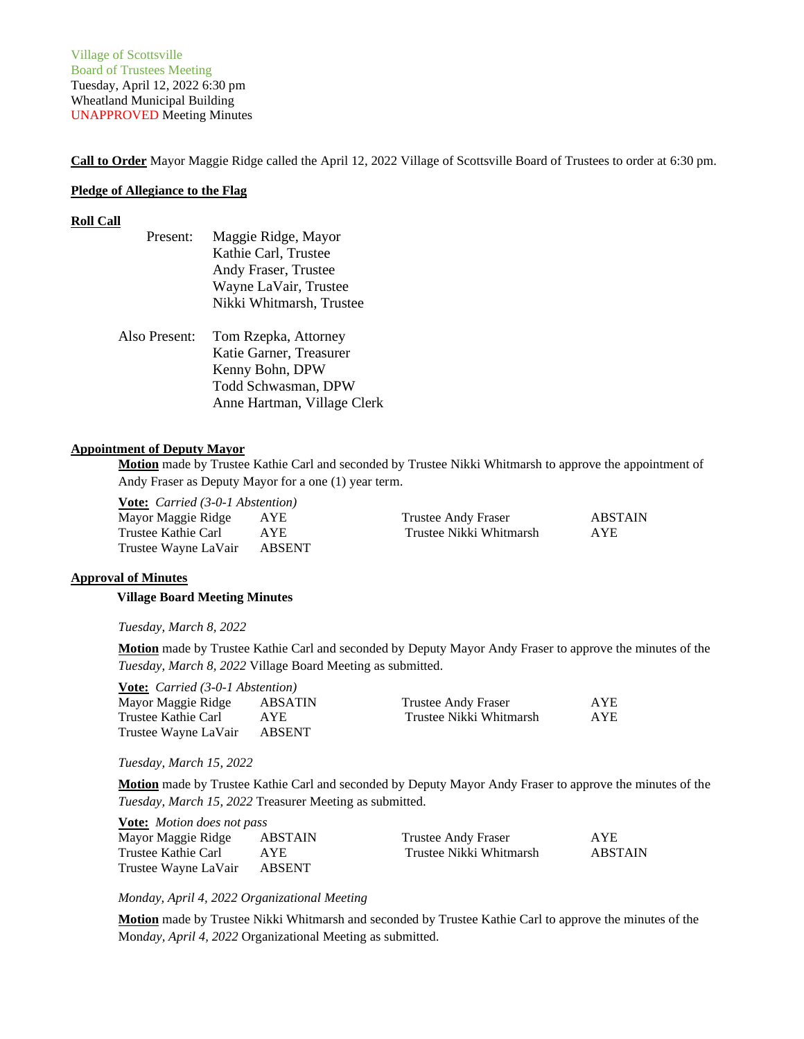Village of Scottsville
Board of Trustees Meeting
Tuesday, April 12, 2022 6:30 pm
Wheatland Municipal Building
UNAPPROVED Meeting Minutes

**Call to Order** Mayor Maggie Ridge called the April 12, 2022 Village of Scottsville Board of Trustees to order at 6:30 pm.

**Pledge of Allegiance to the Flag**

**Roll Call**

Present:
- Maggie Ridge, Mayor
- Kathie Carl, Trustee
- Andy Fraser, Trustee
- Wayne LaVair, Trustee
- Nikki Whitmarsh, Trustee

Also Present:
- Tom Rzepka, Attorney
- Katie Garner, Treasurer
- Kenny Bohn, DPW
- Todd Schwasman, DPW
- Anne Hartman, Village Clerk

**Appointment of Deputy Mayor**

**Motion** made by Trustee Kathie Carl and seconded by Trustee Nikki Whitmarsh to approve the appointment of Andy Fraser as Deputy Mayor for a one (1) year term.

**Vote:** *Carried (3-0-1 Abstention)*

| | | | |
|---|---|---|---|
| Mayor Maggie Ridge | AYE | Trustee Andy Fraser | ABSTAIN |
| Trustee Kathie Carl | AYE | Trustee Nikki Whitmarsh | AYE |
| Trustee Wayne LaVair | ABSENT | | |

**Approval of Minutes**

**Village Board Meeting Minutes**

*Tuesday, March 8, 2022*

**Motion** made by Trustee Kathie Carl and seconded by Deputy Mayor Andy Fraser to approve the minutes of the *Tuesday, March 8, 2022* Village Board Meeting as submitted.

**Vote:** *Carried (3-0-1 Abstention)*

| | | | |
|---|---|---|---|
| Mayor Maggie Ridge | ABSATIN | Trustee Andy Fraser | AYE |
| Trustee Kathie Carl | AYE | Trustee Nikki Whitmarsh | AYE |
| Trustee Wayne LaVair | ABSENT | | |

*Tuesday, March 15, 2022*

**Motion** made by Trustee Kathie Carl and seconded by Deputy Mayor Andy Fraser to approve the minutes of the *Tuesday, March 15, 2022* Treasurer Meeting as submitted.

**Vote:** *Motion does not pass*

| | | | |
|---|---|---|---|
| Mayor Maggie Ridge | ABSTAIN | Trustee Andy Fraser | AYE |
| Trustee Kathie Carl | AYE | Trustee Nikki Whitmarsh | ABSTAIN |
| Trustee Wayne LaVair | ABSENT | | |

*Monday, April 4, 2022 Organizational Meeting*

**Motion** made by Trustee Nikki Whitmarsh and seconded by Trustee Kathie Carl to approve the minutes of the Mon*day, April 4, 2022* Organizational Meeting as submitted.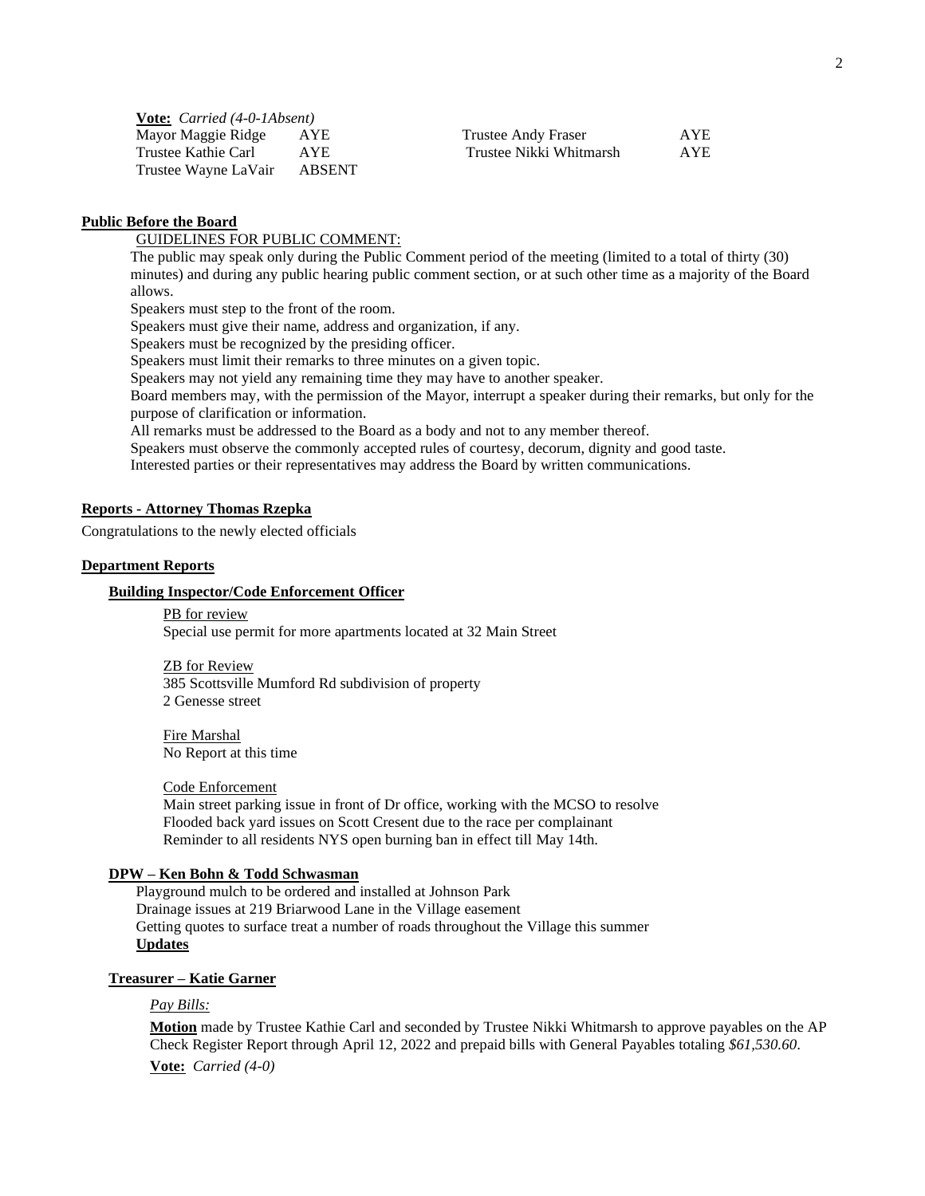**Vote:** *Carried (4-0-1Absent)*

| | | | |
|---|---|---|---|
| Mayor Maggie Ridge | AYE | Trustee Andy Fraser | AYE |
| Trustee Kathie Carl | AYE | Trustee Nikki Whitmarsh | AYE |
| Trustee Wayne LaVair | ABSENT | | |

**Public Before the Board**

GUIDELINES FOR PUBLIC COMMENT:

The public may speak only during the Public Comment period of the meeting (limited to a total of thirty (30) minutes) and during any public hearing public comment section, or at such other time as a majority of the Board allows.

Speakers must step to the front of the room.

Speakers must give their name, address and organization, if any.

Speakers must be recognized by the presiding officer.

Speakers must limit their remarks to three minutes on a given topic.

Speakers may not yield any remaining time they may have to another speaker.

Board members may, with the permission of the Mayor, interrupt a speaker during their remarks, but only for the purpose of clarification or information.

All remarks must be addressed to the Board as a body and not to any member thereof.

Speakers must observe the commonly accepted rules of courtesy, decorum, dignity and good taste.

Interested parties or their representatives may address the Board by written communications.

**Reports - Attorney Thomas Rzepka**

Congratulations to the newly elected officials

**Department Reports**

**Building Inspector/Code Enforcement Officer**

PB for review
Special use permit for more apartments located at 32 Main Street

ZB for Review
385 Scottsville Mumford Rd subdivision of property
2 Genesse street

Fire Marshal
No Report at this time

Code Enforcement
Main street parking issue in front of Dr office, working with the MCSO to resolve
Flooded back yard issues on Scott Cresent due to the race per complainant
Reminder to all residents NYS open burning ban in effect till May 14th.

**DPW – Ken Bohn & Todd Schwasman**

Playground mulch to be ordered and installed at Johnson Park
Drainage issues at 219 Briarwood Lane in the Village easement
Getting quotes to surface treat a number of roads throughout the Village this summer
**Updates**

**Treasurer – Katie Garner**

*Pay Bills:*

**Motion** made by Trustee Kathie Carl and seconded by Trustee Nikki Whitmarsh to approve payables on the AP Check Register Report through April 12, 2022 and prepaid bills with General Payables totaling *$61,530.60*.

**Vote:** *Carried (4-0)*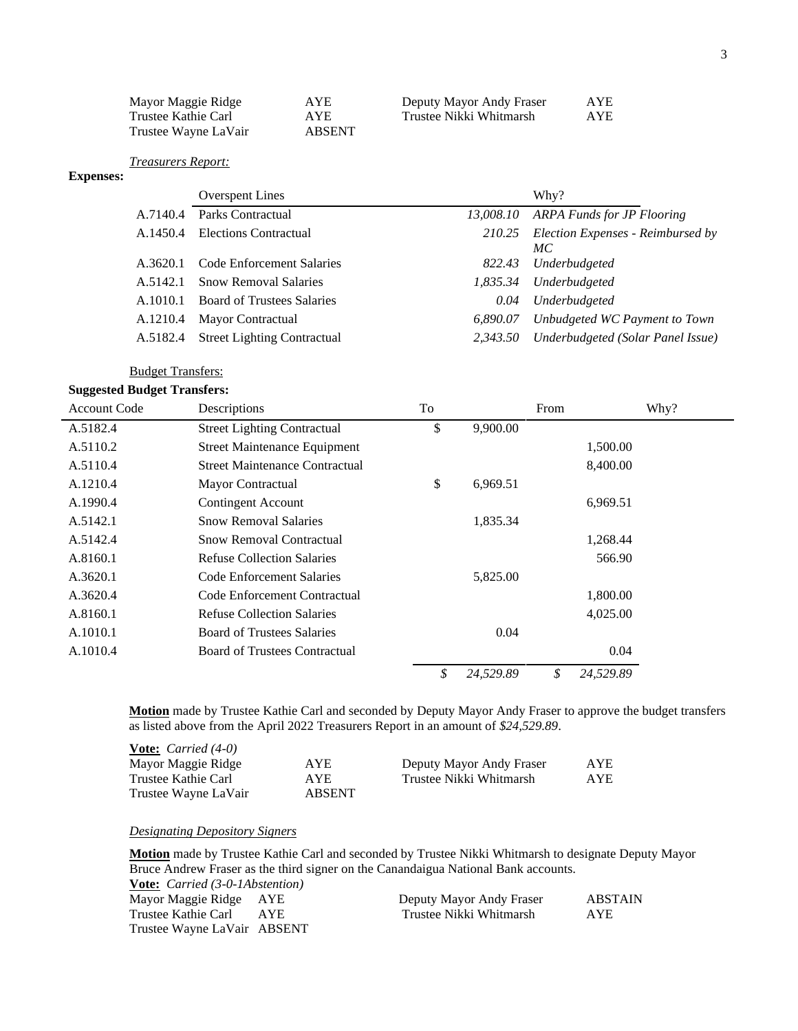| | | | |
|---|---|---|---|
| Mayor Maggie Ridge | AYE | Deputy Mayor Andy Fraser | AYE |
| Trustee Kathie Carl | AYE | Trustee Nikki Whitmarsh | AYE |
| Trustee Wayne LaVair | ABSENT | | |

*Treasurers Report:*

**Expenses:**

| | Overspent Lines | | Why? |
|---|---|---|---|
| A.7140.4 | Parks Contractual | *13,008.10* | *ARPA Funds for JP Flooring* |
| A.1450.4 | Elections Contractual | *210.25* | *Election Expenses - Reimbursed by MC* |
| A.3620.1 | Code Enforcement Salaries | *822.43* | *Underbudgeted* |
| A.5142.1 | Snow Removal Salaries | *1,835.34* | *Underbudgeted* |
| A.1010.1 | Board of Trustees Salaries | *0.04* | *Underbudgeted* |
| A.1210.4 | Mayor Contractual | *6,890.07* | *Unbudgeted WC Payment to Town* |
| A.5182.4 | Street Lighting Contractual | *2,343.50* | *Underbudgeted (Solar Panel Issue)* |

Budget Transfers:

**Suggested Budget Transfers:**

| Account Code | Descriptions | To | From | Why? |
|---|---|---|---|---|
| A.5182.4 | Street Lighting Contractual | $ 9,900.00 | | |
| A.5110.2 | Street Maintenance Equipment | | 1,500.00 | |
| A.5110.4 | Street Maintenance Contractual | | 8,400.00 | |
| A.1210.4 | Mayor Contractual | $ 6,969.51 | | |
| A.1990.4 | Contingent Account | | 6,969.51 | |
| A.5142.1 | Snow Removal Salaries | 1,835.34 | | |
| A.5142.4 | Snow Removal Contractual | | 1,268.44 | |
| A.8160.1 | Refuse Collection Salaries | | 566.90 | |
| A.3620.1 | Code Enforcement Salaries | 5,825.00 | | |
| A.3620.4 | Code Enforcement Contractual | | 1,800.00 | |
| A.8160.1 | Refuse Collection Salaries | | 4,025.00 | |
| A.1010.1 | Board of Trustees Salaries | 0.04 | | |
| A.1010.4 | Board of Trustees Contractual | | 0.04 | |
| | | *$ 24,529.89* | *$ 24,529.89* | |

**Motion** made by Trustee Kathie Carl and seconded by Deputy Mayor Andy Fraser to approve the budget transfers as listed above from the April 2022 Treasurers Report in an amount of *$24,529.89*.

**Vote:** *Carried (4-0)*

| | | | |
|---|---|---|---|
| Mayor Maggie Ridge | AYE | Deputy Mayor Andy Fraser | AYE |
| Trustee Kathie Carl | AYE | Trustee Nikki Whitmarsh | AYE |
| Trustee Wayne LaVair | ABSENT | | |

*Designating Depository Signers*

**Motion** made by Trustee Kathie Carl and seconded by Trustee Nikki Whitmarsh to designate Deputy Mayor Bruce Andrew Fraser as the third signer on the Canandaigua National Bank accounts.

**Vote:** *Carried (3-0-1Abstention)*

| | | | |
|---|---|---|---|
| Mayor Maggie Ridge | AYE | Deputy Mayor Andy Fraser | ABSTAIN |
| Trustee Kathie Carl | AYE | Trustee Nikki Whitmarsh | AYE |
| Trustee Wayne LaVair | ABSENT | | |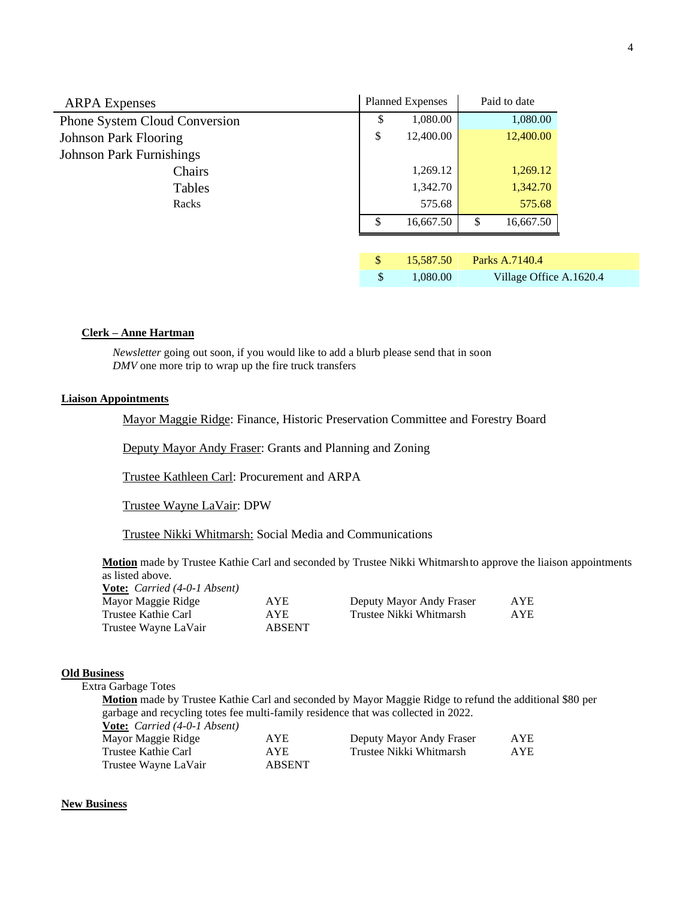| ARPA Expenses | Planned Expenses | Paid to date |
|---|---|---|
| Phone System Cloud Conversion | $ 1,080.00 | 1,080.00 |
| Johnson Park Flooring | $ 12,400.00 | 12,400.00 |
| Johnson Park Furnishings | | |
| Chairs | 1,269.12 | 1,269.12 |
| Tables | 1,342.70 | 1,342.70 |
| Racks | 575.68 | 575.68 |
| | $ 16,667.50 | $ 16,667.50 |
| | $ 15,587.50 | Parks A.7140.4 |
| | $ 1,080.00 | Village Office A.1620.4 |

**Clerk – Anne Hartman**

*Newsletter* going out soon, if you would like to add a blurb please send that in soon
*DMV* one more trip to wrap up the fire truck transfers

**Liaison Appointments**

Mayor Maggie Ridge: Finance, Historic Preservation Committee and Forestry Board

Deputy Mayor Andy Fraser: Grants and Planning and Zoning

Trustee Kathleen Carl: Procurement and ARPA

Trustee Wayne LaVair: DPW

Trustee Nikki Whitmarsh: Social Media and Communications

**Motion** made by Trustee Kathie Carl and seconded by Trustee Nikki Whitmarsh to approve the liaison appointments as listed above.

**Vote:** *Carried (4-0-1 Absent)*

| | | | |
|---|---|---|---|
| Mayor Maggie Ridge | AYE | Deputy Mayor Andy Fraser | AYE |
| Trustee Kathie Carl | AYE | Trustee Nikki Whitmarsh | AYE |
| Trustee Wayne LaVair | ABSENT | | |

**Old Business**

Extra Garbage Totes

**Motion** made by Trustee Kathie Carl and seconded by Mayor Maggie Ridge to refund the additional $80 per garbage and recycling totes fee multi-family residence that was collected in 2022.

**Vote:** *Carried (4-0-1 Absent)*

| | | | |
|---|---|---|---|
| Mayor Maggie Ridge | AYE | Deputy Mayor Andy Fraser | AYE |
| Trustee Kathie Carl | AYE | Trustee Nikki Whitmarsh | AYE |
| Trustee Wayne LaVair | ABSENT | | |

**New Business**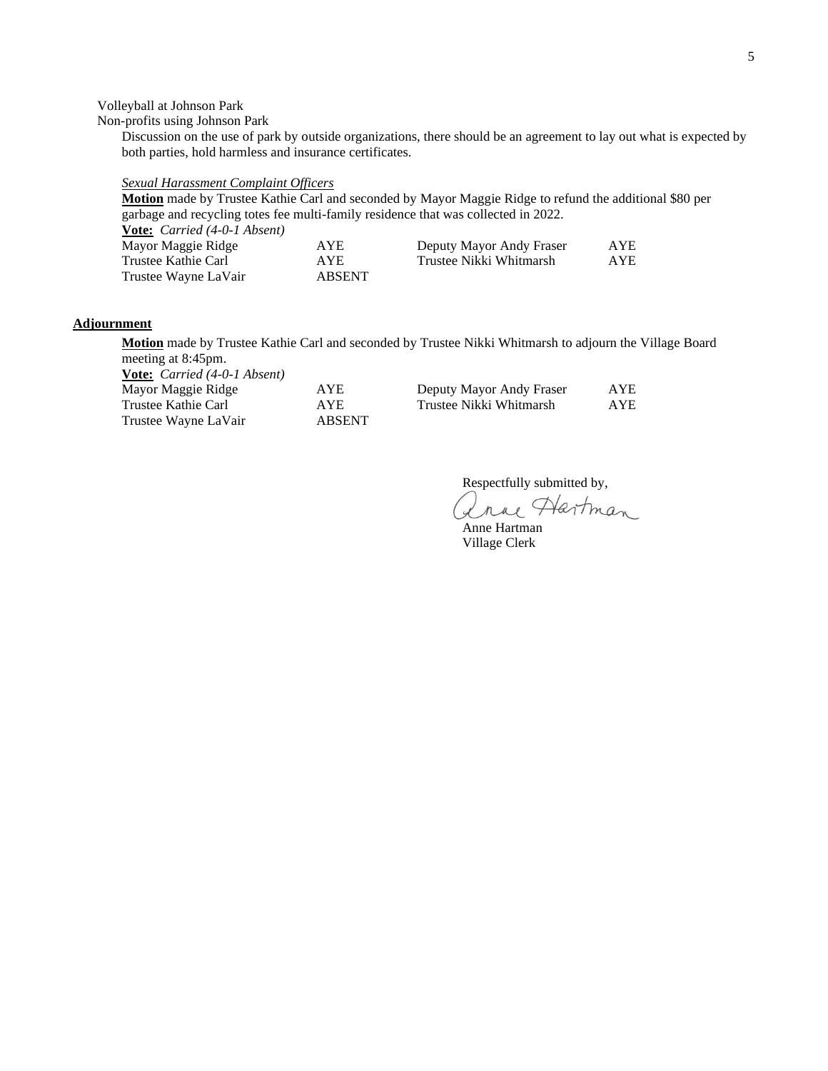Volleyball at Johnson Park

Non-profits using Johnson Park

Discussion on the use of park by outside organizations, there should be an agreement to lay out what is expected by both parties, hold harmless and insurance certificates.

*Sexual Harassment Complaint Officers*

**Motion** made by Trustee Kathie Carl and seconded by Mayor Maggie Ridge to refund the additional $80 per garbage and recycling totes fee multi-family residence that was collected in 2022.

**Vote:** *Carried (4-0-1 Absent)*

| | | | |
|---|---|---|---|
| Mayor Maggie Ridge | AYE | Deputy Mayor Andy Fraser | AYE |
| Trustee Kathie Carl | AYE | Trustee Nikki Whitmarsh | AYE |
| Trustee Wayne LaVair | ABSENT | | |

## Adjournment

**Motion** made by Trustee Kathie Carl and seconded by Trustee Nikki Whitmarsh to adjourn the Village Board meeting at 8:45pm.

**Vote:** *Carried (4-0-1 Absent)*

| | | | |
|---|---|---|---|
| Mayor Maggie Ridge | AYE | Deputy Mayor Andy Fraser | AYE |
| Trustee Kathie Carl | AYE | Trustee Nikki Whitmarsh | AYE |
| Trustee Wayne LaVair | ABSENT | | |

Respectfully submitted by,

Anne Hartman

Anne Hartman
Village Clerk